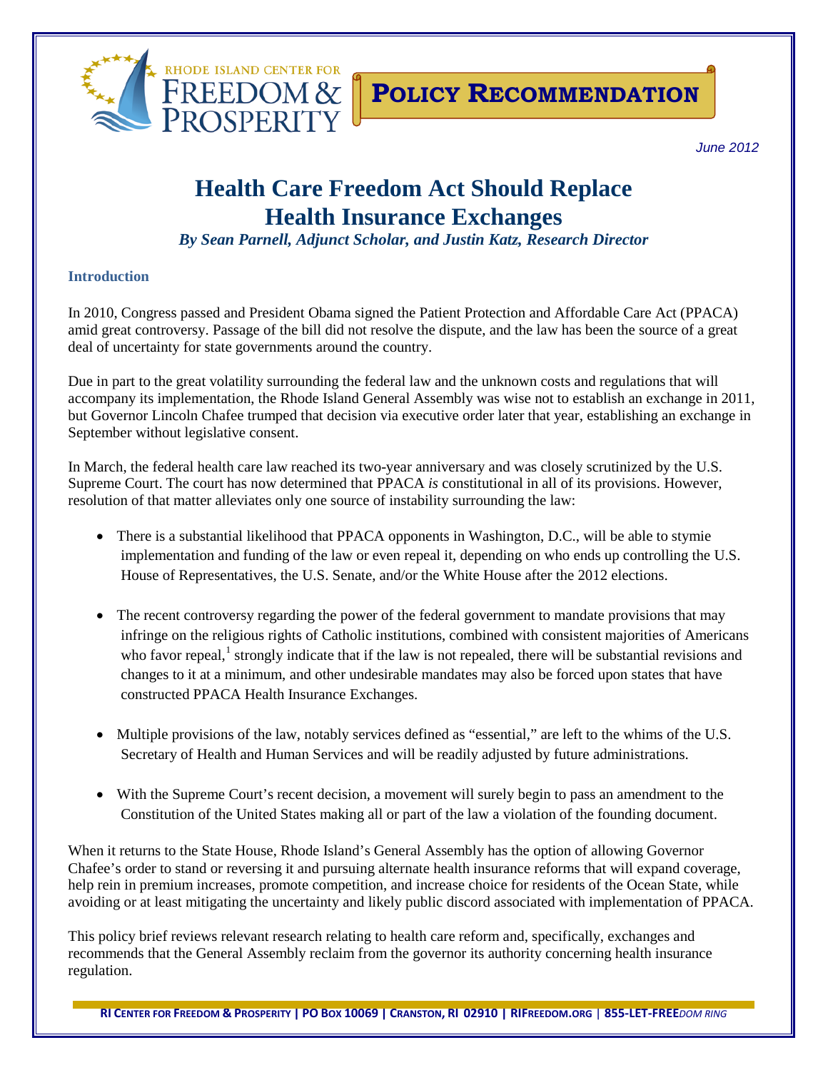RHODE ISLAND CENTER FOR FREEDOM & PROSPERITY

**POLICY RECOMMENDATION**

*June 2012*

# Health Care Freedom Act Should Replace Health Insurance Exchanges

***By Sean Parnell, Adjunct Scholar, and Justin Katz, Research Director***

## Introduction

In 2010, Congress passed and President Obama signed the Patient Protection and Affordable Care Act (PPACA) amid great controversy. Passage of the bill did not resolve the dispute, and the law has been the source of a great deal of uncertainty for state governments around the country.

Due in part to the great volatility surrounding the federal law and the unknown costs and regulations that will accompany its implementation, the Rhode Island General Assembly was wise not to establish an exchange in 2011, but Governor Lincoln Chafee trumped that decision via executive order later that year, establishing an exchange in September without legislative consent.

In March, the federal health care law reached its two-year anniversary and was closely scrutinized by the U.S. Supreme Court. The court has now determined that PPACA *is* constitutional in all of its provisions. However, resolution of that matter alleviates only one source of instability surrounding the law:

- There is a substantial likelihood that PPACA opponents in Washington, D.C., will be able to stymie implementation and funding of the law or even repeal it, depending on who ends up controlling the U.S. House of Representatives, the U.S. Senate, and/or the White House after the 2012 elections.
- The recent controversy regarding the power of the federal government to mandate provisions that may infringe on the religious rights of Catholic institutions, combined with consistent majorities of Americans who favor repeal,[1] strongly indicate that if the law is not repealed, there will be substantial revisions and changes to it at a minimum, and other undesirable mandates may also be forced upon states that have constructed PPACA Health Insurance Exchanges.
- Multiple provisions of the law, notably services defined as "essential," are left to the whims of the U.S. Secretary of Health and Human Services and will be readily adjusted by future administrations.
- With the Supreme Court's recent decision, a movement will surely begin to pass an amendment to the Constitution of the United States making all or part of the law a violation of the founding document.

When it returns to the State House, Rhode Island's General Assembly has the option of allowing Governor Chafee's order to stand or reversing it and pursuing alternate health insurance reforms that will expand coverage, help rein in premium increases, promote competition, and increase choice for residents of the Ocean State, while avoiding or at least mitigating the uncertainty and likely public discord associated with implementation of PPACA.

This policy brief reviews relevant research relating to health care reform and, specifically, exchanges and recommends that the General Assembly reclaim from the governor its authority concerning health insurance regulation.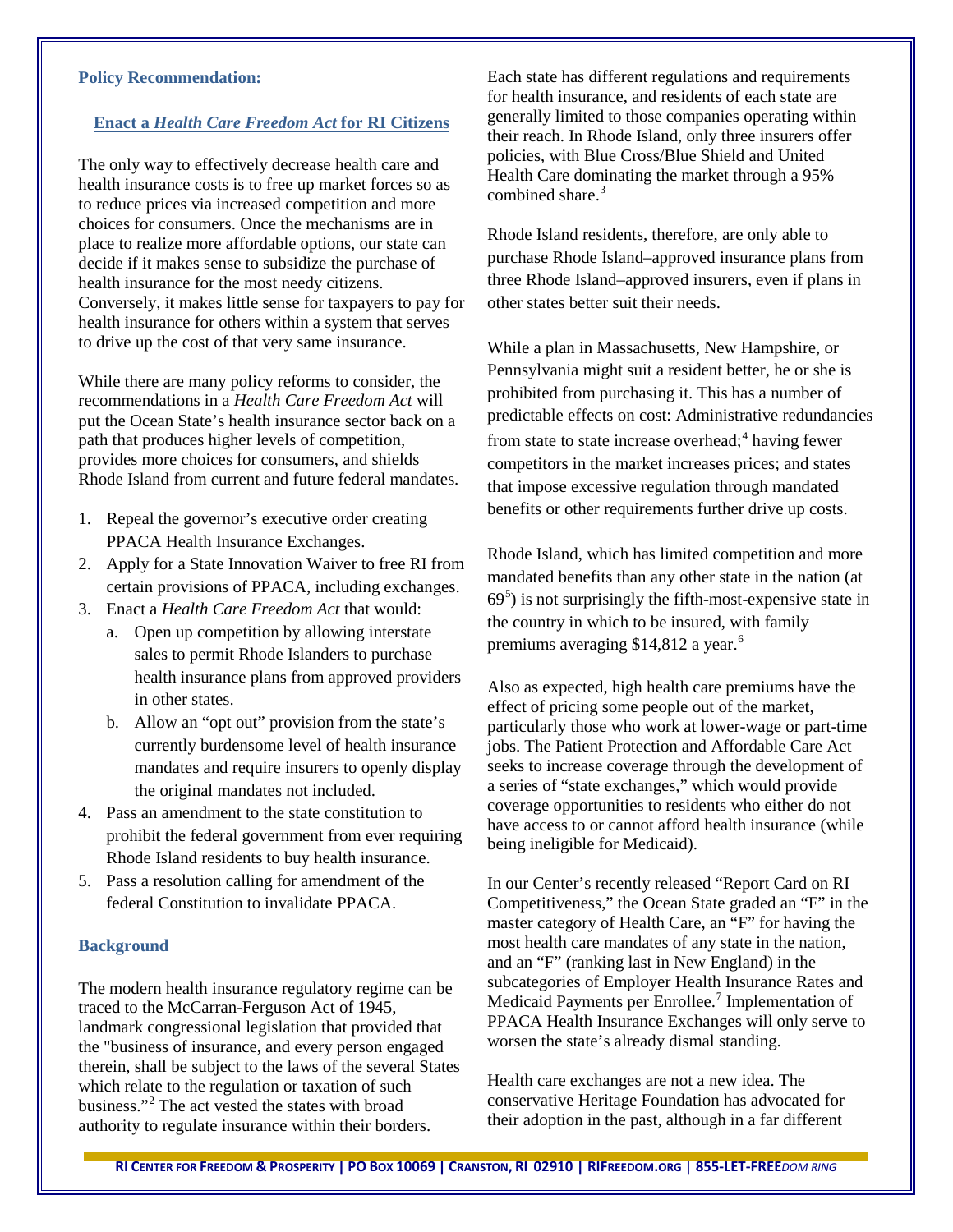### Policy Recommendation:

## Enact a *Health Care Freedom Act* for RI Citizens

The only way to effectively decrease health care and health insurance costs is to free up market forces so as to reduce prices via increased competition and more choices for consumers. Once the mechanisms are in place to realize more affordable options, our state can decide if it makes sense to subsidize the purchase of health insurance for the most needy citizens. Conversely, it makes little sense for taxpayers to pay for health insurance for others within a system that serves to drive up the cost of that very same insurance.

While there are many policy reforms to consider, the recommendations in a *Health Care Freedom Act* will put the Ocean State's health insurance sector back on a path that produces higher levels of competition, provides more choices for consumers, and shields Rhode Island from current and future federal mandates.

1. Repeal the governor's executive order creating PPACA Health Insurance Exchanges.
2. Apply for a State Innovation Waiver to free RI from certain provisions of PPACA, including exchanges.
3. Enact a *Health Care Freedom Act* that would:
   a. Open up competition by allowing interstate sales to permit Rhode Islanders to purchase health insurance plans from approved providers in other states.
   b. Allow an "opt out" provision from the state's currently burdensome level of health insurance mandates and require insurers to openly display the original mandates not included.
4. Pass an amendment to the state constitution to prohibit the federal government from ever requiring Rhode Island residents to buy health insurance.
5. Pass a resolution calling for amendment of the federal Constitution to invalidate PPACA.

### Background

The modern health insurance regulatory regime can be traced to the McCarran-Ferguson Act of 1945, landmark congressional legislation that provided that the "business of insurance, and every person engaged therein, shall be subject to the laws of the several States which relate to the regulation or taxation of such business."[2] The act vested the states with broad authority to regulate insurance within their borders.

Each state has different regulations and requirements for health insurance, and residents of each state are generally limited to those companies operating within their reach. In Rhode Island, only three insurers offer policies, with Blue Cross/Blue Shield and United Health Care dominating the market through a 95% combined share.[3]

Rhode Island residents, therefore, are only able to purchase Rhode Island–approved insurance plans from three Rhode Island–approved insurers, even if plans in other states better suit their needs.

While a plan in Massachusetts, New Hampshire, or Pennsylvania might suit a resident better, he or she is prohibited from purchasing it. This has a number of predictable effects on cost: Administrative redundancies from state to state increase overhead;[4] having fewer competitors in the market increases prices; and states that impose excessive regulation through mandated benefits or other requirements further drive up costs.

Rhode Island, which has limited competition and more mandated benefits than any other state in the nation (at 69[5]) is not surprisingly the fifth-most-expensive state in the country in which to be insured, with family premiums averaging $14,812 a year.[6]

Also as expected, high health care premiums have the effect of pricing some people out of the market, particularly those who work at lower-wage or part-time jobs. The Patient Protection and Affordable Care Act seeks to increase coverage through the development of a series of "state exchanges," which would provide coverage opportunities to residents who either do not have access to or cannot afford health insurance (while being ineligible for Medicaid).

In our Center's recently released "Report Card on RI Competitiveness," the Ocean State graded an "F" in the master category of Health Care, an "F" for having the most health care mandates of any state in the nation, and an "F" (ranking last in New England) in the subcategories of Employer Health Insurance Rates and Medicaid Payments per Enrollee.[7] Implementation of PPACA Health Insurance Exchanges will only serve to worsen the state's already dismal standing.

Health care exchanges are not a new idea. The conservative Heritage Foundation has advocated for their adoption in the past, although in a far different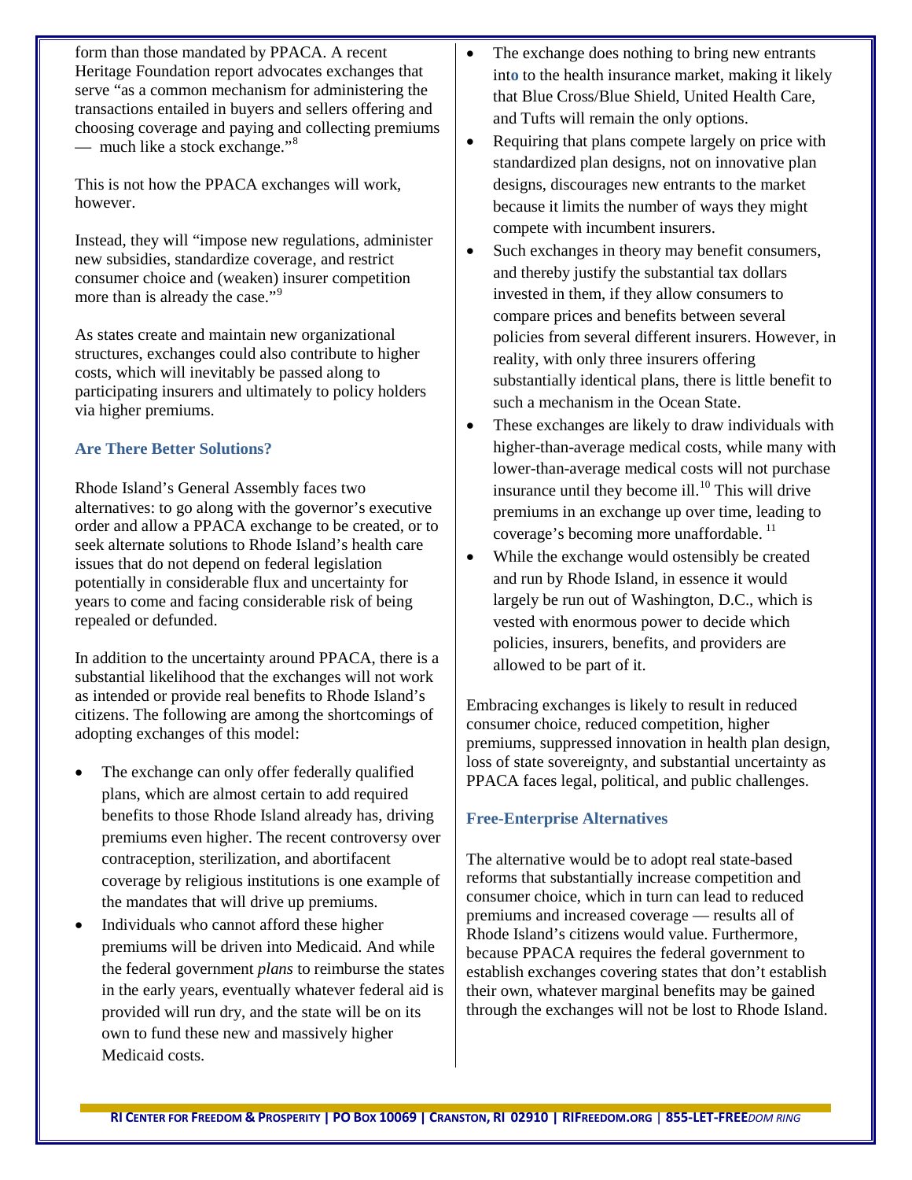form than those mandated by PPACA. A recent Heritage Foundation report advocates exchanges that serve "as a common mechanism for administering the transactions entailed in buyers and sellers offering and choosing coverage and paying and collecting premiums — much like a stock exchange."[8]

This is not how the PPACA exchanges will work, however.

Instead, they will "impose new regulations, administer new subsidies, standardize coverage, and restrict consumer choice and (weaken) insurer competition more than is already the case."[9]

As states create and maintain new organizational structures, exchanges could also contribute to higher costs, which will inevitably be passed along to participating insurers and ultimately to policy holders via higher premiums.

### Are There Better Solutions?

Rhode Island's General Assembly faces two alternatives: to go along with the governor's executive order and allow a PPACA exchange to be created, or to seek alternate solutions to Rhode Island's health care issues that do not depend on federal legislation potentially in considerable flux and uncertainty for years to come and facing considerable risk of being repealed or defunded.

In addition to the uncertainty around PPACA, there is a substantial likelihood that the exchanges will not work as intended or provide real benefits to Rhode Island's citizens. The following are among the shortcomings of adopting exchanges of this model:

- The exchange can only offer federally qualified plans, which are almost certain to add required benefits to those Rhode Island already has, driving premiums even higher. The recent controversy over contraception, sterilization, and abortifacent coverage by religious institutions is one example of the mandates that will drive up premiums.
- Individuals who cannot afford these higher premiums will be driven into Medicaid. And while the federal government *plans* to reimburse the states in the early years, eventually whatever federal aid is provided will run dry, and the state will be on its own to fund these new and massively higher Medicaid costs.
- The exchange does nothing to bring new entrants into to the health insurance market, making it likely that Blue Cross/Blue Shield, United Health Care, and Tufts will remain the only options.
- Requiring that plans compete largely on price with standardized plan designs, not on innovative plan designs, discourages new entrants to the market because it limits the number of ways they might compete with incumbent insurers.
- Such exchanges in theory may benefit consumers, and thereby justify the substantial tax dollars invested in them, if they allow consumers to compare prices and benefits between several policies from several different insurers. However, in reality, with only three insurers offering substantially identical plans, there is little benefit to such a mechanism in the Ocean State.
- These exchanges are likely to draw individuals with higher-than-average medical costs, while many with lower-than-average medical costs will not purchase insurance until they become ill.[10] This will drive premiums in an exchange up over time, leading to coverage's becoming more unaffordable.[11]
- While the exchange would ostensibly be created and run by Rhode Island, in essence it would largely be run out of Washington, D.C., which is vested with enormous power to decide which policies, insurers, benefits, and providers are allowed to be part of it.

Embracing exchanges is likely to result in reduced consumer choice, reduced competition, higher premiums, suppressed innovation in health plan design, loss of state sovereignty, and substantial uncertainty as PPACA faces legal, political, and public challenges.

### Free-Enterprise Alternatives

The alternative would be to adopt real state-based reforms that substantially increase competition and consumer choice, which in turn can lead to reduced premiums and increased coverage — results all of Rhode Island's citizens would value. Furthermore, because PPACA requires the federal government to establish exchanges covering states that don't establish their own, whatever marginal benefits may be gained through the exchanges will not be lost to Rhode Island.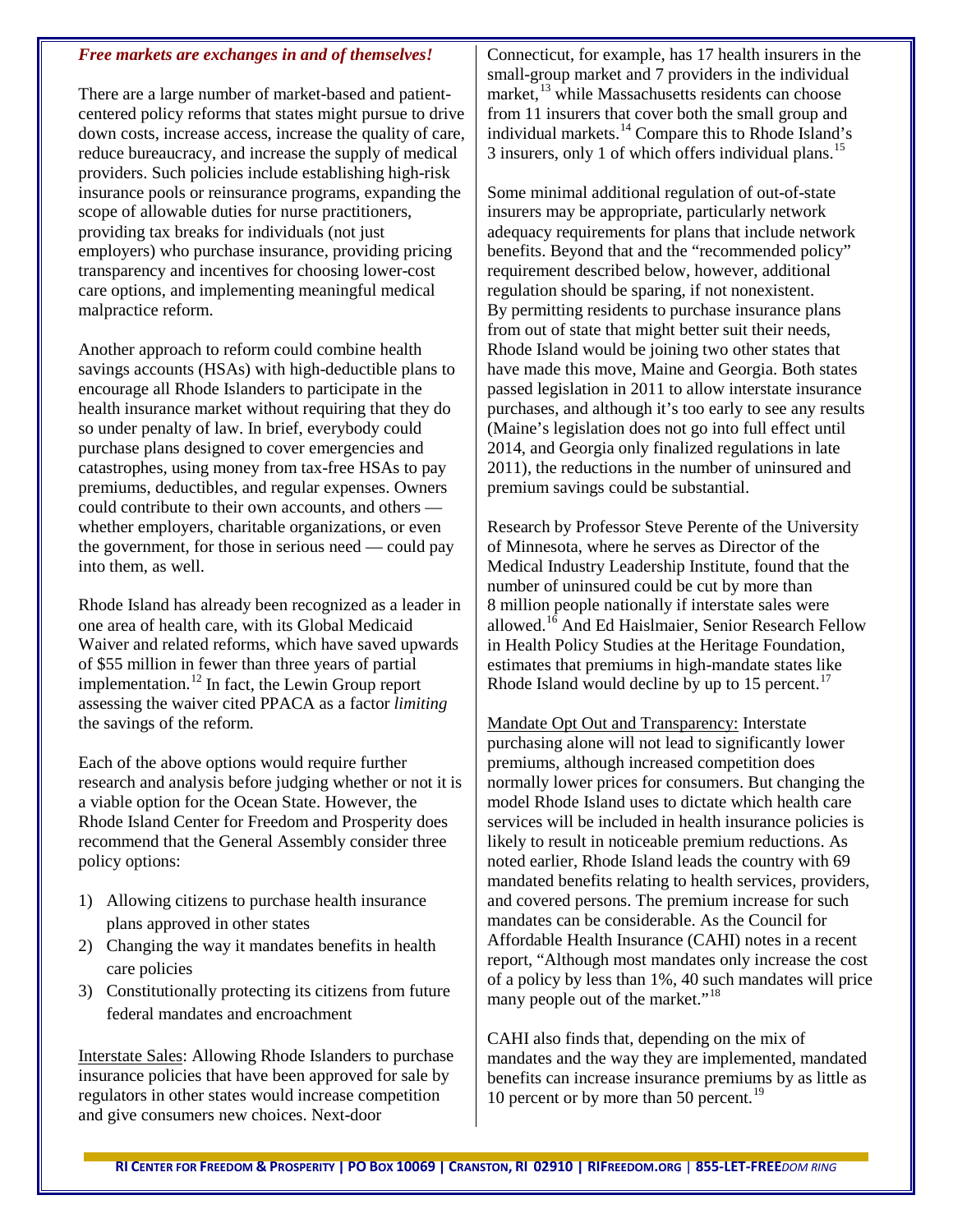***Free markets are exchanges in and of themselves!***

There are a large number of market-based and patient-centered policy reforms that states might pursue to drive down costs, increase access, increase the quality of care, reduce bureaucracy, and increase the supply of medical providers. Such policies include establishing high-risk insurance pools or reinsurance programs, expanding the scope of allowable duties for nurse practitioners, providing tax breaks for individuals (not just employers) who purchase insurance, providing pricing transparency and incentives for choosing lower-cost care options, and implementing meaningful medical malpractice reform.

Another approach to reform could combine health savings accounts (HSAs) with high-deductible plans to encourage all Rhode Islanders to participate in the health insurance market without requiring that they do so under penalty of law. In brief, everybody could purchase plans designed to cover emergencies and catastrophes, using money from tax-free HSAs to pay premiums, deductibles, and regular expenses. Owners could contribute to their own accounts, and others — whether employers, charitable organizations, or even the government, for those in serious need — could pay into them, as well.

Rhode Island has already been recognized as a leader in one area of health care, with its Global Medicaid Waiver and related reforms, which have saved upwards of $55 million in fewer than three years of partial implementation.[12] In fact, the Lewin Group report assessing the waiver cited PPACA as a factor *limiting* the savings of the reform.

Each of the above options would require further research and analysis before judging whether or not it is a viable option for the Ocean State. However, the Rhode Island Center for Freedom and Prosperity does recommend that the General Assembly consider three policy options:

1) Allowing citizens to purchase health insurance plans approved in other states
2) Changing the way it mandates benefits in health care policies
3) Constitutionally protecting its citizens from future federal mandates and encroachment

Interstate Sales: Allowing Rhode Islanders to purchase insurance policies that have been approved for sale by regulators in other states would increase competition and give consumers new choices. Next-door Connecticut, for example, has 17 health insurers in the small-group market and 7 providers in the individual market,[13] while Massachusetts residents can choose from 11 insurers that cover both the small group and individual markets.[14] Compare this to Rhode Island's 3 insurers, only 1 of which offers individual plans.[15]

Some minimal additional regulation of out-of-state insurers may be appropriate, particularly network adequacy requirements for plans that include network benefits. Beyond that and the "recommended policy" requirement described below, however, additional regulation should be sparing, if not nonexistent. By permitting residents to purchase insurance plans from out of state that might better suit their needs, Rhode Island would be joining two other states that have made this move, Maine and Georgia. Both states passed legislation in 2011 to allow interstate insurance purchases, and although it's too early to see any results (Maine's legislation does not go into full effect until 2014, and Georgia only finalized regulations in late 2011), the reductions in the number of uninsured and premium savings could be substantial.

Research by Professor Steve Perente of the University of Minnesota, where he serves as Director of the Medical Industry Leadership Institute, found that the number of uninsured could be cut by more than 8 million people nationally if interstate sales were allowed.[16] And Ed Haislmaier, Senior Research Fellow in Health Policy Studies at the Heritage Foundation, estimates that premiums in high-mandate states like Rhode Island would decline by up to 15 percent.[17]

Mandate Opt Out and Transparency: Interstate purchasing alone will not lead to significantly lower premiums, although increased competition does normally lower prices for consumers. But changing the model Rhode Island uses to dictate which health care services will be included in health insurance policies is likely to result in noticeable premium reductions. As noted earlier, Rhode Island leads the country with 69 mandated benefits relating to health services, providers, and covered persons. The premium increase for such mandates can be considerable. As the Council for Affordable Health Insurance (CAHI) notes in a recent report, "Although most mandates only increase the cost of a policy by less than 1%, 40 such mandates will price many people out of the market."[18]

CAHI also finds that, depending on the mix of mandates and the way they are implemented, mandated benefits can increase insurance premiums by as little as 10 percent or by more than 50 percent.[19]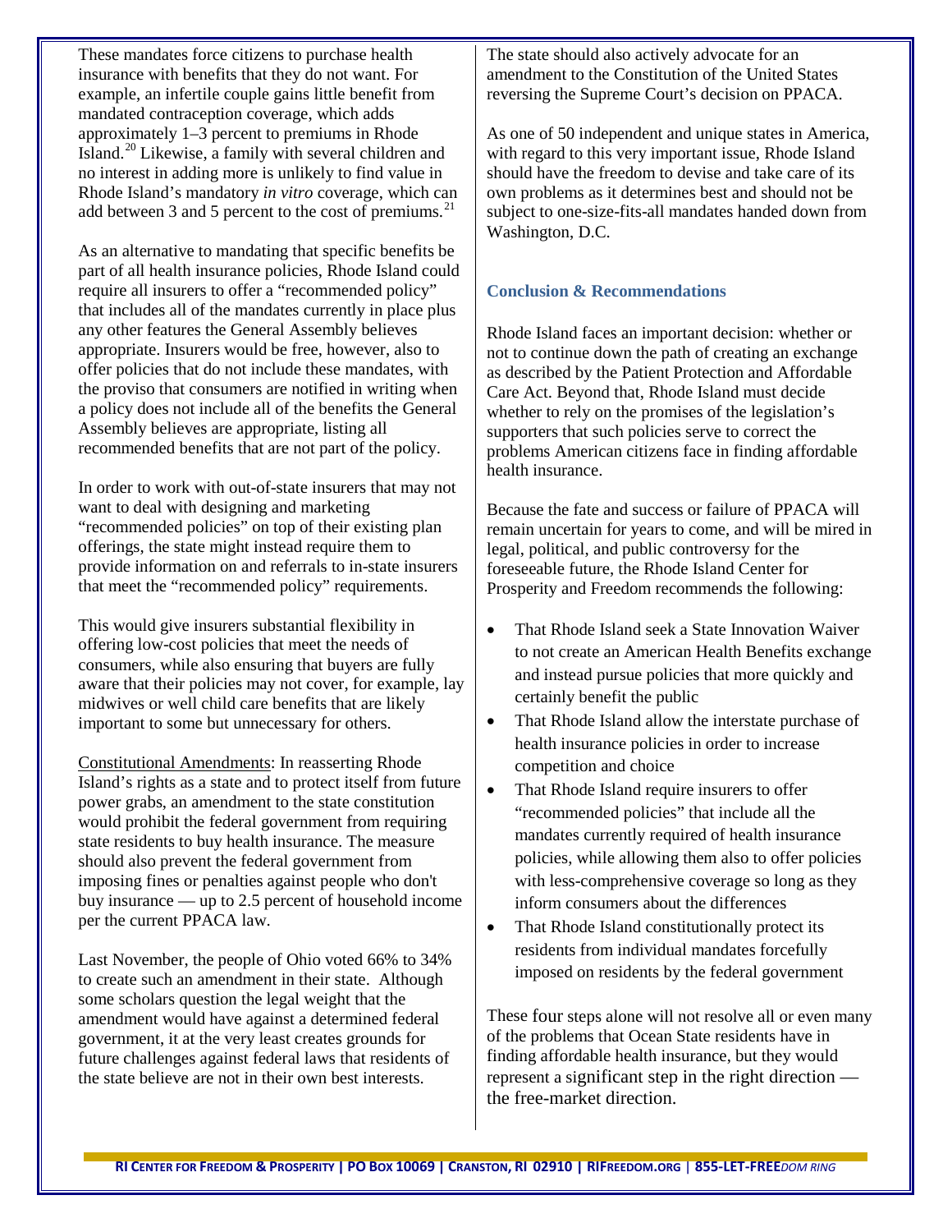These mandates force citizens to purchase health insurance with benefits that they do not want. For example, an infertile couple gains little benefit from mandated contraception coverage, which adds approximately 1–3 percent to premiums in Rhode Island.[20] Likewise, a family with several children and no interest in adding more is unlikely to find value in Rhode Island's mandatory *in vitro* coverage, which can add between 3 and 5 percent to the cost of premiums.[21]

As an alternative to mandating that specific benefits be part of all health insurance policies, Rhode Island could require all insurers to offer a "recommended policy" that includes all of the mandates currently in place plus any other features the General Assembly believes appropriate. Insurers would be free, however, also to offer policies that do not include these mandates, with the proviso that consumers are notified in writing when a policy does not include all of the benefits the General Assembly believes are appropriate, listing all recommended benefits that are not part of the policy.

In order to work with out-of-state insurers that may not want to deal with designing and marketing "recommended policies" on top of their existing plan offerings, the state might instead require them to provide information on and referrals to in-state insurers that meet the "recommended policy" requirements.

This would give insurers substantial flexibility in offering low-cost policies that meet the needs of consumers, while also ensuring that buyers are fully aware that their policies may not cover, for example, lay midwives or well child care benefits that are likely important to some but unnecessary for others.

<u>Constitutional Amendments</u>: In reasserting Rhode Island's rights as a state and to protect itself from future power grabs, an amendment to the state constitution would prohibit the federal government from requiring state residents to buy health insurance. The measure should also prevent the federal government from imposing fines or penalties against people who don't buy insurance — up to 2.5 percent of household income per the current PPACA law.

Last November, the people of Ohio voted 66% to 34% to create such an amendment in their state. Although some scholars question the legal weight that the amendment would have against a determined federal government, it at the very least creates grounds for future challenges against federal laws that residents of the state believe are not in their own best interests.

The state should also actively advocate for an amendment to the Constitution of the United States reversing the Supreme Court's decision on PPACA.

As one of 50 independent and unique states in America, with regard to this very important issue, Rhode Island should have the freedom to devise and take care of its own problems as it determines best and should not be subject to one-size-fits-all mandates handed down from Washington, D.C.

## Conclusion & Recommendations

Rhode Island faces an important decision: whether or not to continue down the path of creating an exchange as described by the Patient Protection and Affordable Care Act. Beyond that, Rhode Island must decide whether to rely on the promises of the legislation's supporters that such policies serve to correct the problems American citizens face in finding affordable health insurance.

Because the fate and success or failure of PPACA will remain uncertain for years to come, and will be mired in legal, political, and public controversy for the foreseeable future, the Rhode Island Center for Prosperity and Freedom recommends the following:

- That Rhode Island seek a State Innovation Waiver to not create an American Health Benefits exchange and instead pursue policies that more quickly and certainly benefit the public
- That Rhode Island allow the interstate purchase of health insurance policies in order to increase competition and choice
- That Rhode Island require insurers to offer "recommended policies" that include all the mandates currently required of health insurance policies, while allowing them also to offer policies with less-comprehensive coverage so long as they inform consumers about the differences
- That Rhode Island constitutionally protect its residents from individual mandates forcefully imposed on residents by the federal government

These four steps alone will not resolve all or even many of the problems that Ocean State residents have in finding affordable health insurance, but they would represent a significant step in the right direction — the free-market direction.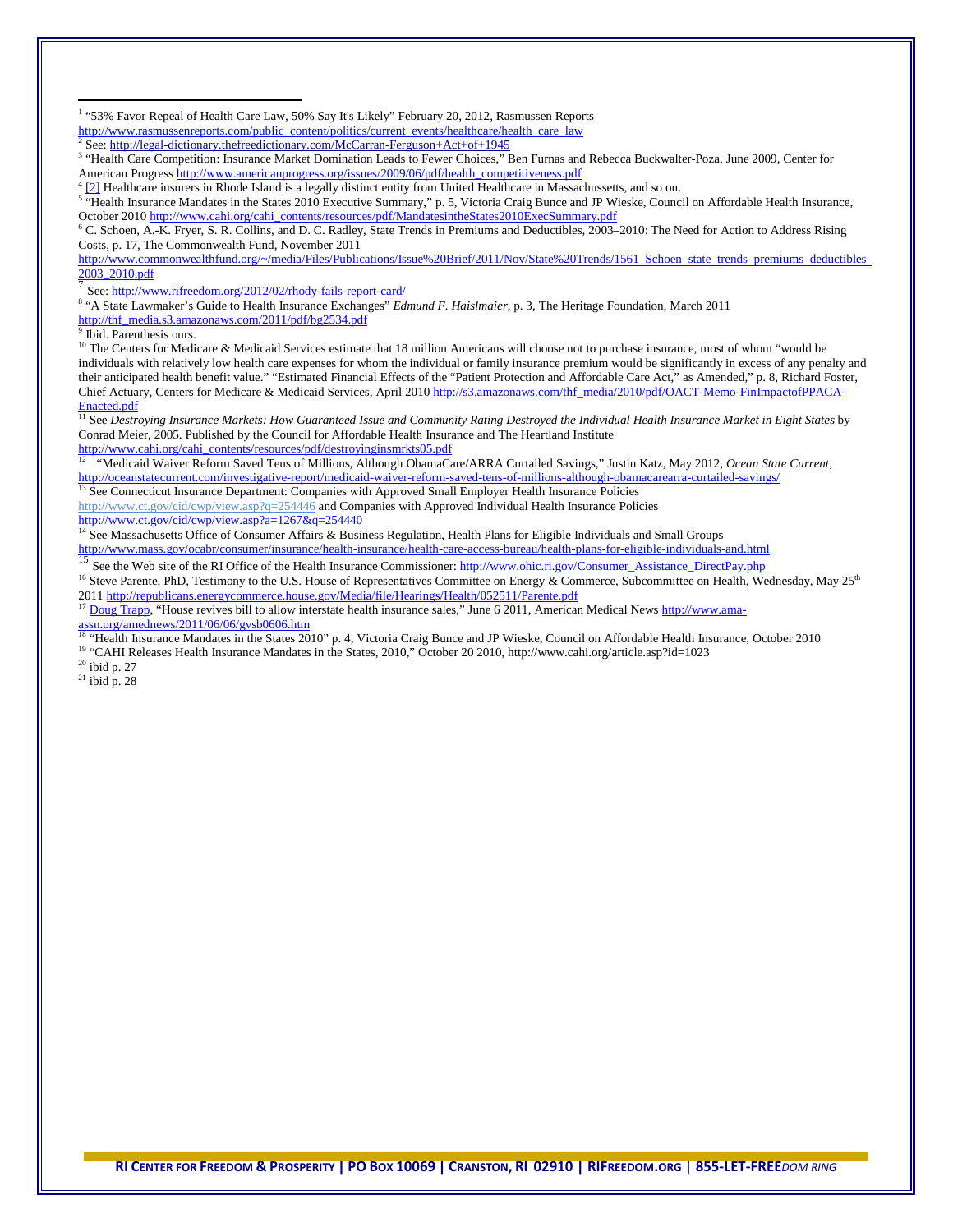[1] "53% Favor Repeal of Health Care Law, 50% Say It's Likely" February 20, 2012, Rasmussen Reports http://www.rasmussenreports.com/public_content/politics/current_events/healthcare/health_care_law

[2] See: http://legal-dictionary.thefreedictionary.com/McCarran-Ferguson+Act+of+1945

[3] "Health Care Competition: Insurance Market Domination Leads to Fewer Choices," Ben Furnas and Rebecca Buckwalter-Poza, June 2009, Center for American Progress http://www.americanprogress.org/issues/2009/06/pdf/health_competitiveness.pdf

[4] [2] Healthcare insurers in Rhode Island is a legally distinct entity from United Healthcare in Massachussetts, and so on.

[5] "Health Insurance Mandates in the States 2010 Executive Summary," p. 5, Victoria Craig Bunce and JP Wieske, Council on Affordable Health Insurance, October 2010 http://www.cahi.org/cahi_contents/resources/pdf/MandatesintheStates2010ExecSummary.pdf

[6] C. Schoen, A.-K. Fryer, S. R. Collins, and D. C. Radley, State Trends in Premiums and Deductibles, 2003–2010: The Need for Action to Address Rising Costs, p. 17, The Commonwealth Fund, November 2011 http://www.commonwealthfund.org/~/media/Files/Publications/Issue%20Brief/2011/Nov/State%20Trends/1561_Schoen_state_trends_premiums_deductibles_2003_2010.pdf

[7] See: http://www.rifreedom.org/2012/02/rhody-fails-report-card/

[8] "A State Lawmaker's Guide to Health Insurance Exchanges" *Edmund F. Haislmaier*, p. 3, The Heritage Foundation, March 2011 http://thf_media.s3.amazonaws.com/2011/pdf/bg2534.pdf

[9] Ibid. Parenthesis ours.

[10] The Centers for Medicare & Medicaid Services estimate that 18 million Americans will choose not to purchase insurance, most of whom "would be individuals with relatively low health care expenses for whom the individual or family insurance premium would be significantly in excess of any penalty and their anticipated health benefit value." "Estimated Financial Effects of the "Patient Protection and Affordable Care Act," as Amended," p. 8, Richard Foster, Chief Actuary, Centers for Medicare & Medicaid Services, April 2010 http://s3.amazonaws.com/thf_media/2010/pdf/OACT-Memo-FinImpactofPPACA-Enacted.pdf

[11] See *Destroying Insurance Markets: How Guaranteed Issue and Community Rating Destroyed the Individual Health Insurance Market in Eight States* by Conrad Meier, 2005. Published by the Council for Affordable Health Insurance and The Heartland Institute http://www.cahi.org/cahi_contents/resources/pdf/destroyinginsmrkts05.pdf

[12] "Medicaid Waiver Reform Saved Tens of Millions, Although ObamaCare/ARRA Curtailed Savings," Justin Katz, May 2012, *Ocean State Current*, http://oceanstatecurrent.com/investigative-report/medicaid-waiver-reform-saved-tens-of-millions-although-obamacarearra-curtailed-savings/

[13] See Connecticut Insurance Department: Companies with Approved Small Employer Health Insurance Policies http://www.ct.gov/cid/cwp/view.asp?q=254446 and Companies with Approved Individual Health Insurance Policies http://www.ct.gov/cid/cwp/view.asp?a=1267&q=254440

[14] See Massachusetts Office of Consumer Affairs & Business Regulation, Health Plans for Eligible Individuals and Small Groups http://www.mass.gov/ocabr/consumer/insurance/health-insurance/health-care-access-bureau/health-plans-for-eligible-individuals-and.html

[15] See the Web site of the RI Office of the Health Insurance Commissioner: http://www.ohic.ri.gov/Consumer_Assistance_DirectPay.php

[16] Steve Parente, PhD, Testimony to the U.S. House of Representatives Committee on Energy & Commerce, Subcommittee on Health, Wednesday, May 25th 2011 http://republicans.energycommerce.house.gov/Media/file/Hearings/Health/052511/Parente.pdf

[17] Doug Trapp, "House revives bill to allow interstate health insurance sales," June 6 2011, American Medical News http://www.ama-assn.org/amednews/2011/06/06/gvsb0606.htm

[18] "Health Insurance Mandates in the States 2010" p. 4, Victoria Craig Bunce and JP Wieske, Council on Affordable Health Insurance, October 2010

[19] "CAHI Releases Health Insurance Mandates in the States, 2010," October 20 2010, http://www.cahi.org/article.asp?id=1023

[20] ibid p. 27

[21] ibid p. 28